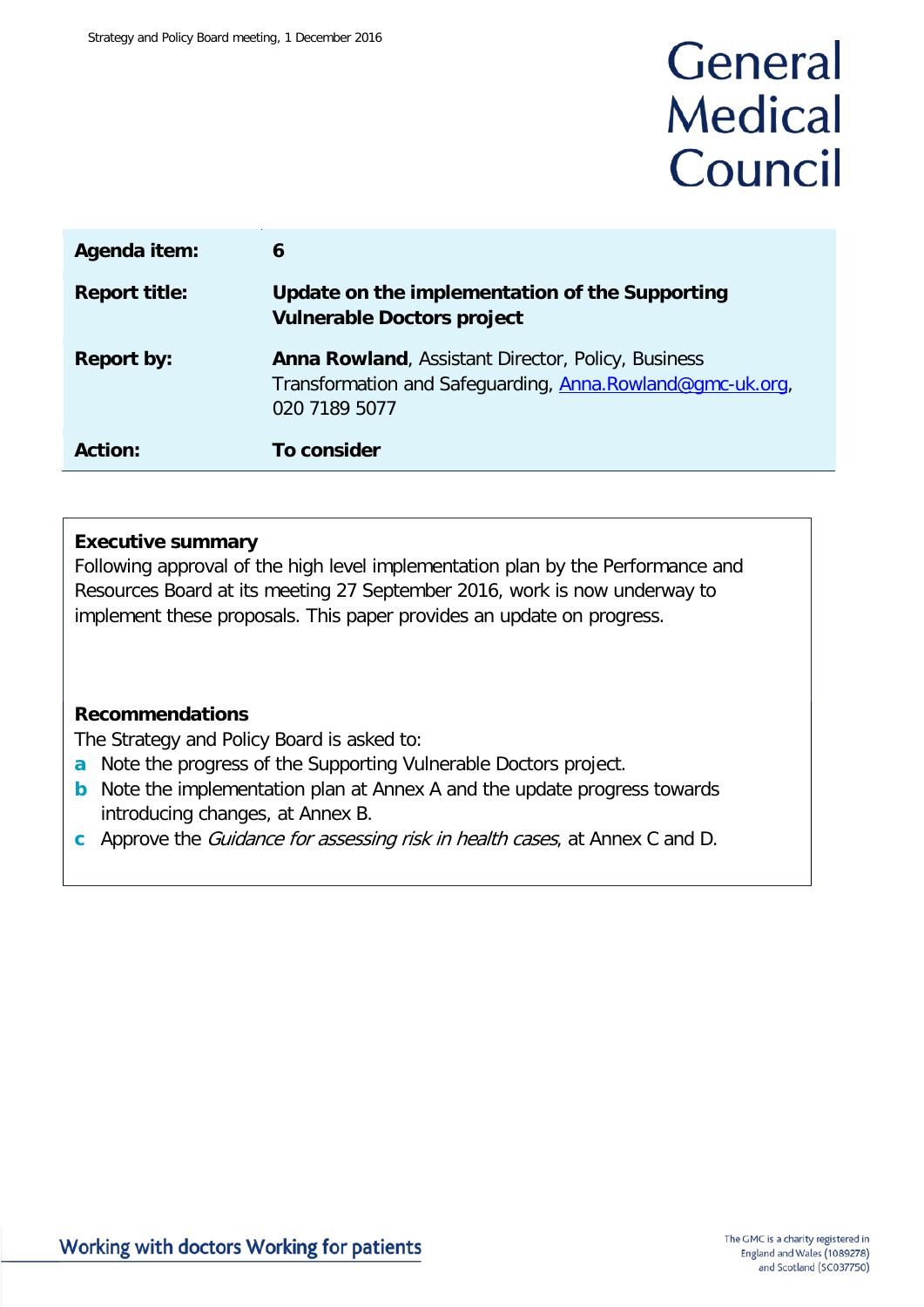# General Medical Council

| | |
|---|---|
| **Agenda item:** | **6** |
| **Report title:** | **Update on the implementation of the Supporting Vulnerable Doctors project** |
| **Report by:** | **Anna Rowland**, Assistant Director, Policy, Business Transformation and Safeguarding, Anna.Rowland@gmc-uk.org, 020 7189 5077 |
| **Action:** | **To consider** |

**Executive summary**

Following approval of the high level implementation plan by the Performance and Resources Board at its meeting 27 September 2016, work is now underway to implement these proposals. This paper provides an update on progress.

**Recommendations**

The Strategy and Policy Board is asked to:

- **a** Note the progress of the Supporting Vulnerable Doctors project.
- **b** Note the implementation plan at Annex A and the update progress towards introducing changes, at Annex B.
- **c** Approve the *Guidance for assessing risk in health cases*, at Annex C and D.

Working with doctors Working for patients

The GMC is a charity registered in England and Wales (1089278) and Scotland (SC037750)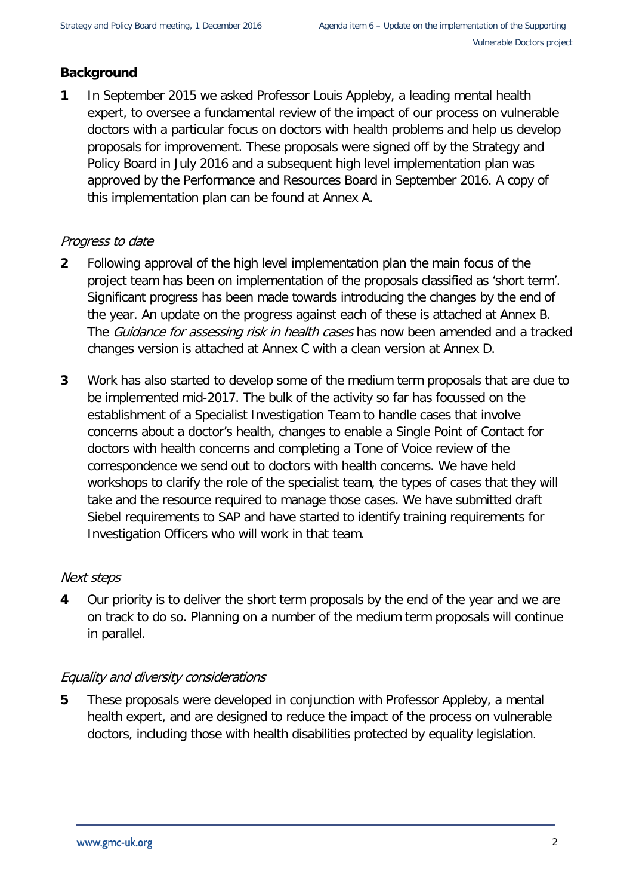## Background

**1** In September 2015 we asked Professor Louis Appleby, a leading mental health expert, to oversee a fundamental review of the impact of our process on vulnerable doctors with a particular focus on doctors with health problems and help us develop proposals for improvement. These proposals were signed off by the Strategy and Policy Board in July 2016 and a subsequent high level implementation plan was approved by the Performance and Resources Board in September 2016. A copy of this implementation plan can be found at Annex A.

### *Progress to date*

**2** Following approval of the high level implementation plan the main focus of the project team has been on implementation of the proposals classified as 'short term'. Significant progress has been made towards introducing the changes by the end of the year. An update on the progress against each of these is attached at Annex B. The *Guidance for assessing risk in health cases* has now been amended and a tracked changes version is attached at Annex C with a clean version at Annex D.

**3** Work has also started to develop some of the medium term proposals that are due to be implemented mid-2017. The bulk of the activity so far has focussed on the establishment of a Specialist Investigation Team to handle cases that involve concerns about a doctor's health, changes to enable a Single Point of Contact for doctors with health concerns and completing a Tone of Voice review of the correspondence we send out to doctors with health concerns. We have held workshops to clarify the role of the specialist team, the types of cases that they will take and the resource required to manage those cases. We have submitted draft Siebel requirements to SAP and have started to identify training requirements for Investigation Officers who will work in that team.

### *Next steps*

**4** Our priority is to deliver the short term proposals by the end of the year and we are on track to do so. Planning on a number of the medium term proposals will continue in parallel.

### *Equality and diversity considerations*

**5** These proposals were developed in conjunction with Professor Appleby, a mental health expert, and are designed to reduce the impact of the process on vulnerable doctors, including those with health disabilities protected by equality legislation.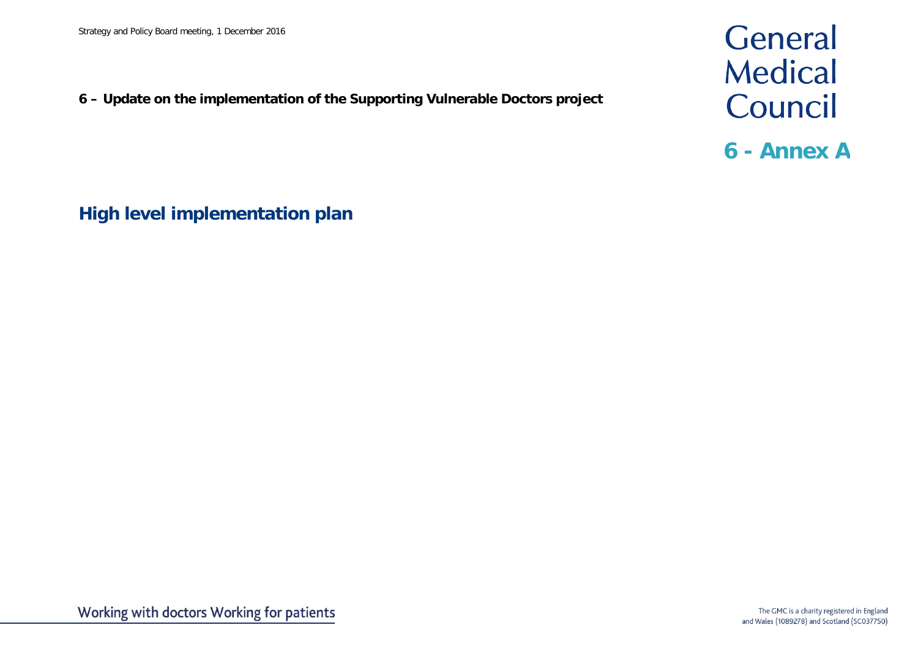**6 – Update on the implementation of the Supporting Vulnerable Doctors project**

**6 - Annex A**

## High level implementation plan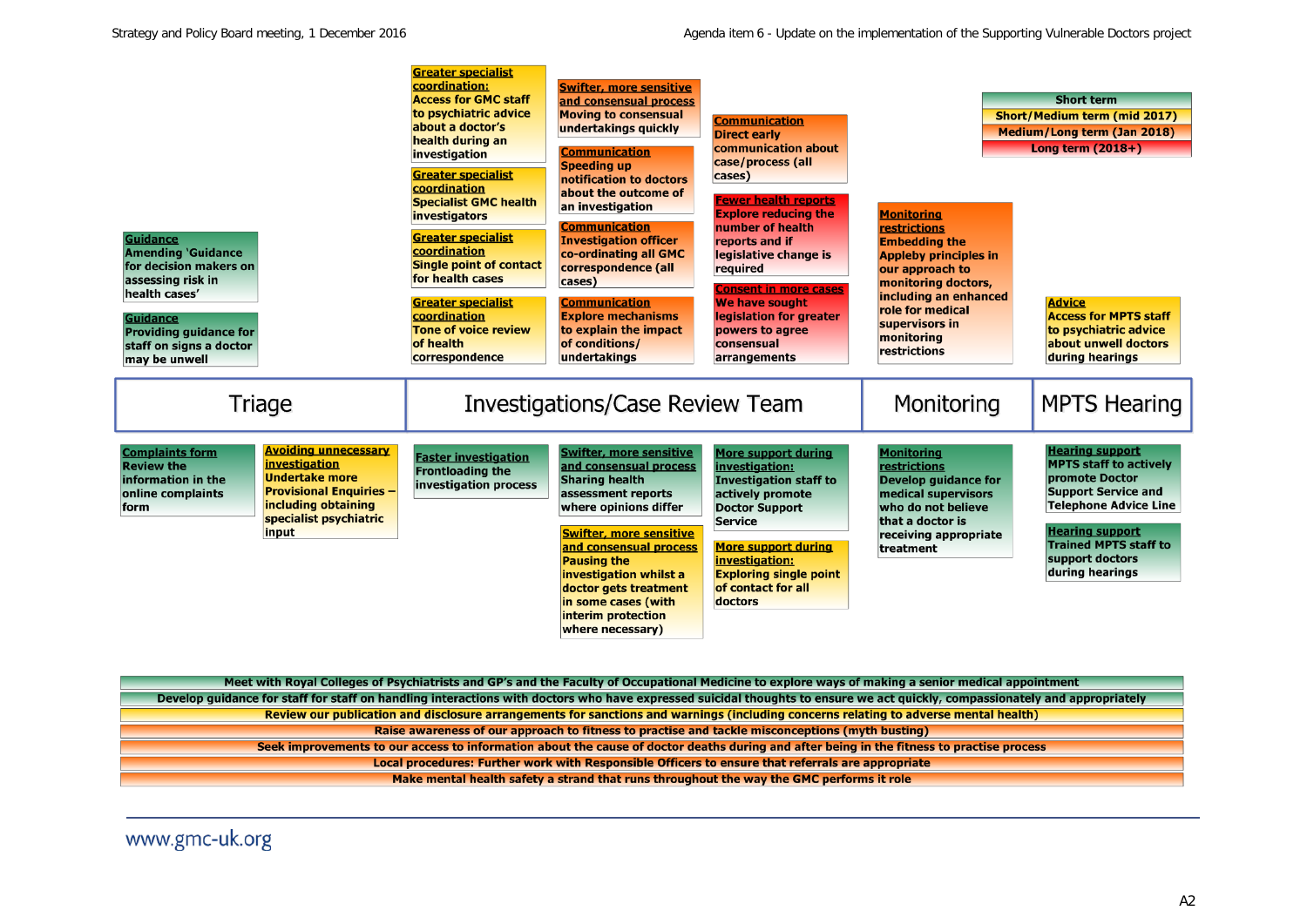**Short term**

**Short/Medium term (mid 2017)**

**Medium/Long term (Jan 2018)**

**Long term (2018+)**

## Triage

**Above:**

- **Guidance** – Amending 'Guidance for decision makers on assessing risk in health cases'
- **Guidance** – Providing guidance for staff on signs a doctor may be unwell

**Below:**

- **Complaints form** – Review the information in the online complaints form
- **Avoiding unnecessary investigation** – Undertake more Provisional Enquiries – including obtaining specialist psychiatric input

## Investigations/Case Review Team

**Above:**

- **Greater specialist coordination:** Access for GMC staff to psychiatric advice about a doctor's health during an investigation
- **Greater specialist coordination** – Specialist GMC health investigators
- **Greater specialist coordination** – Single point of contact for health cases
- **Greater specialist coordination** – Tone of voice review of health correspondence
- **Swifter, more sensitive and consensual process** – Moving to consensual undertakings quickly
- **Communication** – Speeding up notification to doctors about the outcome of an investigation
- **Communication** – Investigation officer co-ordinating all GMC correspondence (all cases)
- **Communication** – Explore mechanisms to explain the impact of conditions/ undertakings
- **Communication** – Direct early communication about case/process (all cases)
- **Fewer health reports** – Explore reducing the number of health reports and if legislative change is required
- **Consent in more cases** – We have sought legislation for greater powers to agree consensual arrangements

**Below:**

- **Faster investigation** – Frontloading the investigation process
- **Swifter, more sensitive and consensual process** – Sharing health assessment reports where opinions differ
- **Swifter, more sensitive and consensual process** – Pausing the investigation whilst a doctor gets treatment in some cases (with interim protection where necessary)
- **More support during investigation:** Investigation staff to actively promote Doctor Support Service
- **More support during investigation:** Exploring single point of contact for all doctors

## Monitoring

**Above:**

- **Monitoring restrictions** – Embedding the Appleby principles in our approach to monitoring doctors, including an enhanced role for medical supervisors in monitoring restrictions

**Below:**

- **Monitoring restrictions** – Develop guidance for medical supervisors who do not believe that a doctor is receiving appropriate treatment

## MPTS Hearing

**Above:**

- **Advice** – Access for MPTS staff to psychiatric advice about unwell doctors during hearings

**Below:**

- **Hearing support** – MPTS staff to actively promote Doctor Support Service and Telephone Advice Line
- **Hearing support** – Trained MPTS staff to support doctors during hearings

---

- Meet with Royal Colleges of Psychiatrists and GP's and the Faculty of Occupational Medicine to explore ways of making a senior medical appointment
- Develop guidance for staff for staff on handling interactions with doctors who have expressed suicidal thoughts to ensure we act quickly, compassionately and appropriately
- Review our publication and disclosure arrangements for sanctions and warnings (including concerns relating to adverse mental health)
- Raise awareness of our approach to fitness to practise and tackle misconceptions (myth busting)
- Seek improvements to our access to information about the cause of doctor deaths during and after being in the fitness to practise process
- Local procedures: Further work with Responsible Officers to ensure that referrals are appropriate
- Make mental health safety a strand that runs throughout the way the GMC performs it role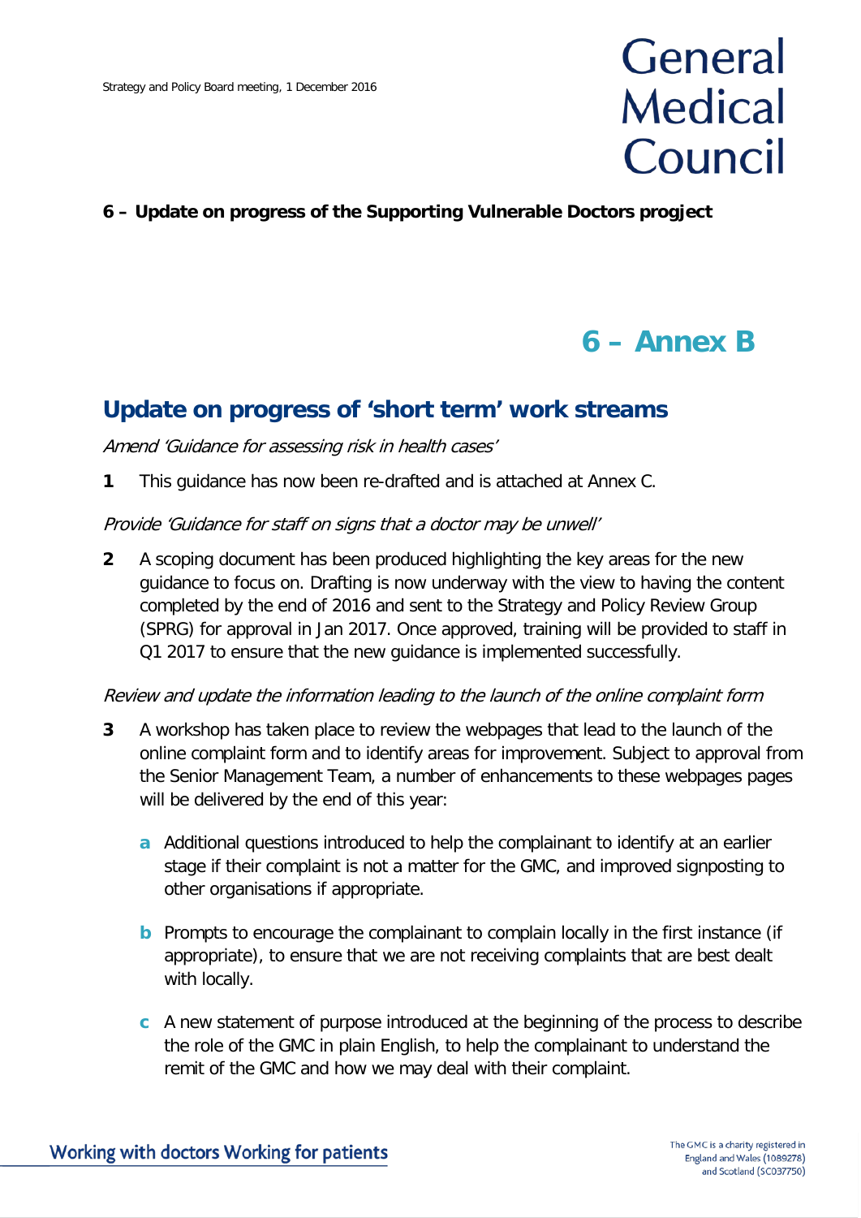**6 – Update on progress of the Supporting Vulnerable Doctors progject**

# 6 – Annex B

## Update on progress of 'short term' work streams

*Amend 'Guidance for assessing risk in health cases'*

**1** This guidance has now been re-drafted and is attached at Annex C.

*Provide 'Guidance for staff on signs that a doctor may be unwell'*

**2** A scoping document has been produced highlighting the key areas for the new guidance to focus on. Drafting is now underway with the view to having the content completed by the end of 2016 and sent to the Strategy and Policy Review Group (SPRG) for approval in Jan 2017. Once approved, training will be provided to staff in Q1 2017 to ensure that the new guidance is implemented successfully.

*Review and update the information leading to the launch of the online complaint form*

**3** A workshop has taken place to review the webpages that lead to the launch of the online complaint form and to identify areas for improvement. Subject to approval from the Senior Management Team, a number of enhancements to these webpages pages will be delivered by the end of this year:

- **a** Additional questions introduced to help the complainant to identify at an earlier stage if their complaint is not a matter for the GMC, and improved signposting to other organisations if appropriate.
- **b** Prompts to encourage the complainant to complain locally in the first instance (if appropriate), to ensure that we are not receiving complaints that are best dealt with locally.
- **c** A new statement of purpose introduced at the beginning of the process to describe the role of the GMC in plain English, to help the complainant to understand the remit of the GMC and how we may deal with their complaint.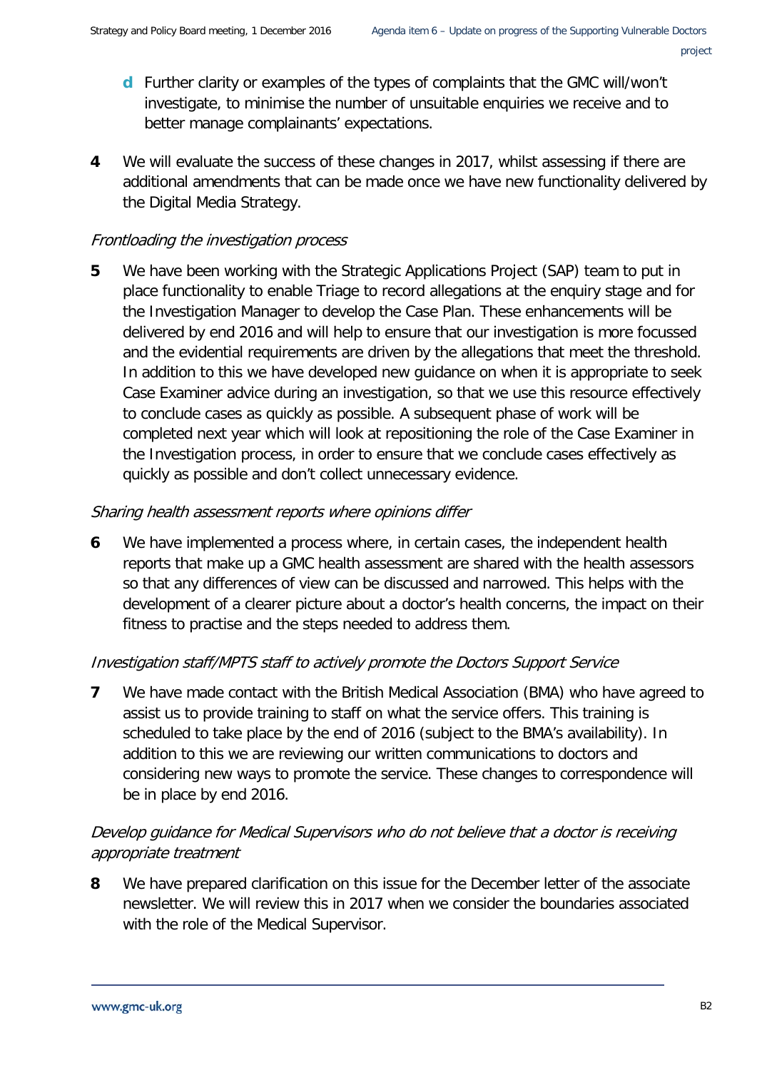**d** Further clarity or examples of the types of complaints that the GMC will/won't investigate, to minimise the number of unsuitable enquiries we receive and to better manage complainants' expectations.

**4** We will evaluate the success of these changes in 2017, whilst assessing if there are additional amendments that can be made once we have new functionality delivered by the Digital Media Strategy.

*Frontloading the investigation process*

**5** We have been working with the Strategic Applications Project (SAP) team to put in place functionality to enable Triage to record allegations at the enquiry stage and for the Investigation Manager to develop the Case Plan. These enhancements will be delivered by end 2016 and will help to ensure that our investigation is more focussed and the evidential requirements are driven by the allegations that meet the threshold. In addition to this we have developed new guidance on when it is appropriate to seek Case Examiner advice during an investigation, so that we use this resource effectively to conclude cases as quickly as possible. A subsequent phase of work will be completed next year which will look at repositioning the role of the Case Examiner in the Investigation process, in order to ensure that we conclude cases effectively as quickly as possible and don't collect unnecessary evidence.

*Sharing health assessment reports where opinions differ*

**6** We have implemented a process where, in certain cases, the independent health reports that make up a GMC health assessment are shared with the health assessors so that any differences of view can be discussed and narrowed. This helps with the development of a clearer picture about a doctor's health concerns, the impact on their fitness to practise and the steps needed to address them.

*Investigation staff/MPTS staff to actively promote the Doctors Support Service*

**7** We have made contact with the British Medical Association (BMA) who have agreed to assist us to provide training to staff on what the service offers. This training is scheduled to take place by the end of 2016 (subject to the BMA's availability). In addition to this we are reviewing our written communications to doctors and considering new ways to promote the service. These changes to correspondence will be in place by end 2016.

*Develop guidance for Medical Supervisors who do not believe that a doctor is receiving appropriate treatment*

**8** We have prepared clarification on this issue for the December letter of the associate newsletter. We will review this in 2017 when we consider the boundaries associated with the role of the Medical Supervisor.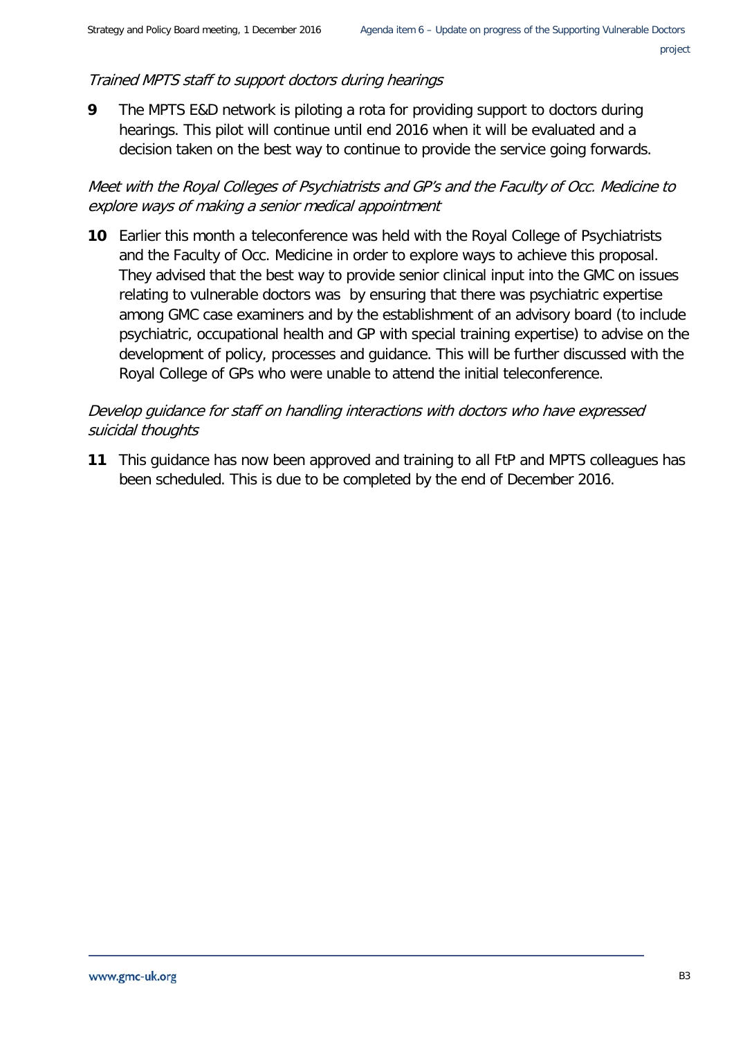*Trained MPTS staff to support doctors during hearings*

**9** The MPTS E&D network is piloting a rota for providing support to doctors during hearings. This pilot will continue until end 2016 when it will be evaluated and a decision taken on the best way to continue to provide the service going forwards.

*Meet with the Royal Colleges of Psychiatrists and GP's and the Faculty of Occ. Medicine to explore ways of making a senior medical appointment*

**10** Earlier this month a teleconference was held with the Royal College of Psychiatrists and the Faculty of Occ. Medicine in order to explore ways to achieve this proposal. They advised that the best way to provide senior clinical input into the GMC on issues relating to vulnerable doctors was by ensuring that there was psychiatric expertise among GMC case examiners and by the establishment of an advisory board (to include psychiatric, occupational health and GP with special training expertise) to advise on the development of policy, processes and guidance. This will be further discussed with the Royal College of GPs who were unable to attend the initial teleconference.

*Develop guidance for staff on handling interactions with doctors who have expressed suicidal thoughts*

**11** This guidance has now been approved and training to all FtP and MPTS colleagues has been scheduled. This is due to be completed by the end of December 2016.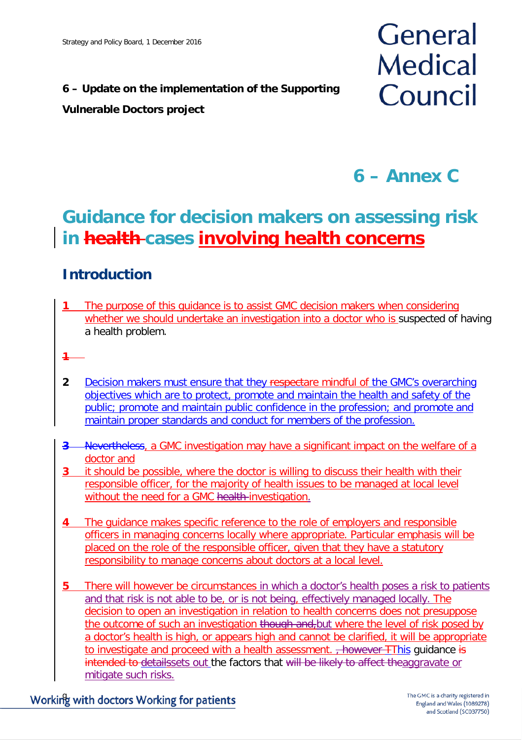6 – Update on the implementation of the Supporting Vulnerable Doctors project

# 6 – Annex C

# Guidance for decision makers on assessing risk in ~~health~~ cases involving health concerns

## Introduction

1. The purpose of this guidance is to assist GMC decision makers when considering whether we should undertake an investigation into a doctor who is suspected of having a health problem.

2. Decision makers must ensure that they ~~respect~~are mindful of the GMC's overarching objectives which are to protect, promote and maintain the health and safety of the public; promote and maintain public confidence in the profession; and promote and maintain proper standards and conduct for members of the profession.

3. ~~Nevertheless~~, a GMC investigation may have a significant impact on the welfare of a doctor and it should be possible, where the doctor is willing to discuss their health with their responsible officer, for the majority of health issues to be managed at local level without the need for a GMC ~~health~~ investigation.

4. The guidance makes specific reference to the role of employers and responsible officers in managing concerns locally where appropriate. Particular emphasis will be placed on the role of the responsible officer, given that they have a statutory responsibility to manage concerns about doctors at a local level.

5. There will however be circumstances in which a doctor's health poses a risk to patients and that risk is not able to be, or is not being, effectively managed locally. The decision to open an investigation in relation to health concerns does not presuppose the outcome of such an investigation ~~though and,~~but where the level of risk posed by a doctor's health is high, or appears high and cannot be clarified, it will be appropriate to investigate and proceed with a health assessment. ~~, however T~~This guidance ~~is intended to details~~sets out the factors that ~~will be likely to affect the~~aggravate or mitigate such risks.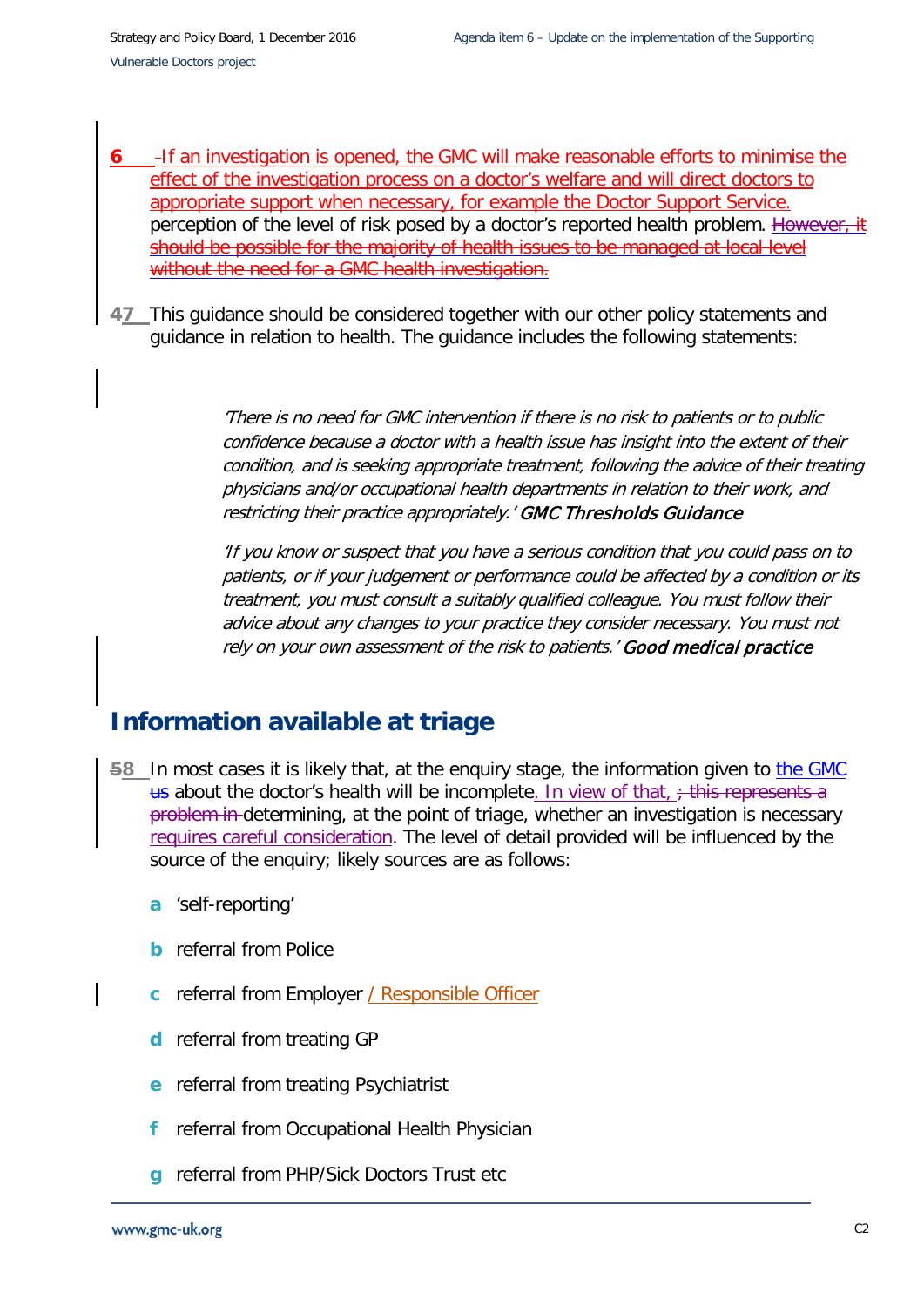6 If an investigation is opened, the GMC will make reasonable efforts to minimise the effect of the investigation process on a doctor's welfare and will direct doctors to appropriate support when necessary, for example the Doctor Support Service. perception of the level of risk posed by a doctor's reported health problem. ~~However, it should be possible for the majority of health issues to be managed at local level without the need for a GMC health investigation.~~

~~4~~7 This guidance should be considered together with our other policy statements and guidance in relation to health. The guidance includes the following statements:

> *'There is no need for GMC intervention if there is no risk to patients or to public confidence because a doctor with a health issue has insight into the extent of their condition, and is seeking appropriate treatment, following the advice of their treating physicians and/or occupational health departments in relation to their work, and restricting their practice appropriately.'* ***GMC Thresholds Guidance***
>
> *'If you know or suspect that you have a serious condition that you could pass on to patients, or if your judgement or performance could be affected by a condition or its treatment, you must consult a suitably qualified colleague. You must follow their advice about any changes to your practice they consider necessary. You must not rely on your own assessment of the risk to patients.'* ***Good medical practice***

## Information available at triage

~~5~~8 In most cases it is likely that, at the enquiry stage, the information given to the GMC ~~us~~ about the doctor's health will be incomplete. In view of that, ~~; this represents a problem in~~ determining, at the point of triage, whether an investigation is necessary requires careful consideration. The level of detail provided will be influenced by the source of the enquiry; likely sources are as follows:

a 'self-reporting'

b referral from Police

c referral from Employer / Responsible Officer

d referral from treating GP

e referral from treating Psychiatrist

f referral from Occupational Health Physician

g referral from PHP/Sick Doctors Trust etc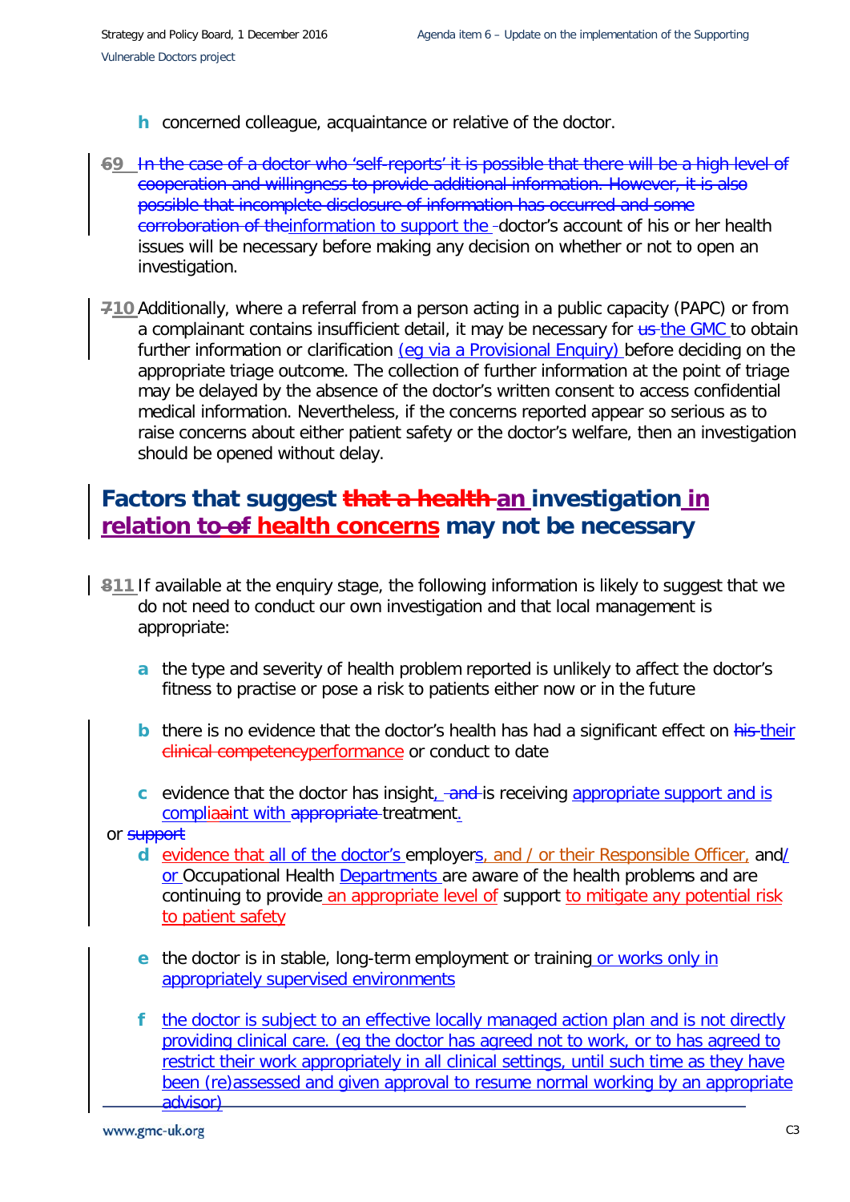h concerned colleague, acquaintance or relative of the doctor.

~~6~~9 ~~In the case of a doctor who 'self-reports' it is possible that there will be a high level of cooperation and willingness to provide additional information. However, it is also possible that incomplete disclosure of information has occurred and some corroboration of the~~information to support the doctor's account of his or her health issues will be necessary before making any decision on whether or not to open an investigation.

~~7~~10 Additionally, where a referral from a person acting in a public capacity (PAPC) or from a complainant contains insufficient detail, it may be necessary for ~~us~~ the GMC to obtain further information or clarification (eg via a Provisional Enquiry) before deciding on the appropriate triage outcome. The collection of further information at the point of triage may be delayed by the absence of the doctor's written consent to access confidential medical information. Nevertheless, if the concerns reported appear so serious as to raise concerns about either patient safety or the doctor's welfare, then an investigation should be opened without delay.

## Factors that suggest ~~that a health~~ an investigation in relation to ~~of~~ health concerns may not be necessary

~~8~~11 If available at the enquiry stage, the following information is likely to suggest that we do not need to conduct our own investigation and that local management is appropriate:

- **a** the type and severity of health problem reported is unlikely to affect the doctor's fitness to practise or pose a risk to patients either now or in the future
- **b** there is no evidence that the doctor's health has had a significant effect on ~~his~~ their ~~clinical competency~~performance or conduct to date
- **c** evidence that the doctor has insight, ~~and~~ is receiving appropriate support and is compliant with ~~appropriate~~ treatment.

or ~~support~~

- **d** evidence that all of the doctor's employers, and / or their Responsible Officer, and/ or Occupational Health Departments are aware of the health problems and are continuing to provide an appropriate level of support to mitigate any potential risk to patient safety
- **e** the doctor is in stable, long-term employment or training or works only in appropriately supervised environments
- **f** the doctor is subject to an effective locally managed action plan and is not directly providing clinical care. (eg the doctor has agreed not to work, or to has agreed to restrict their work appropriately in all clinical settings, until such time as they have been (re)assessed and given approval to resume normal working by an appropriate advisor)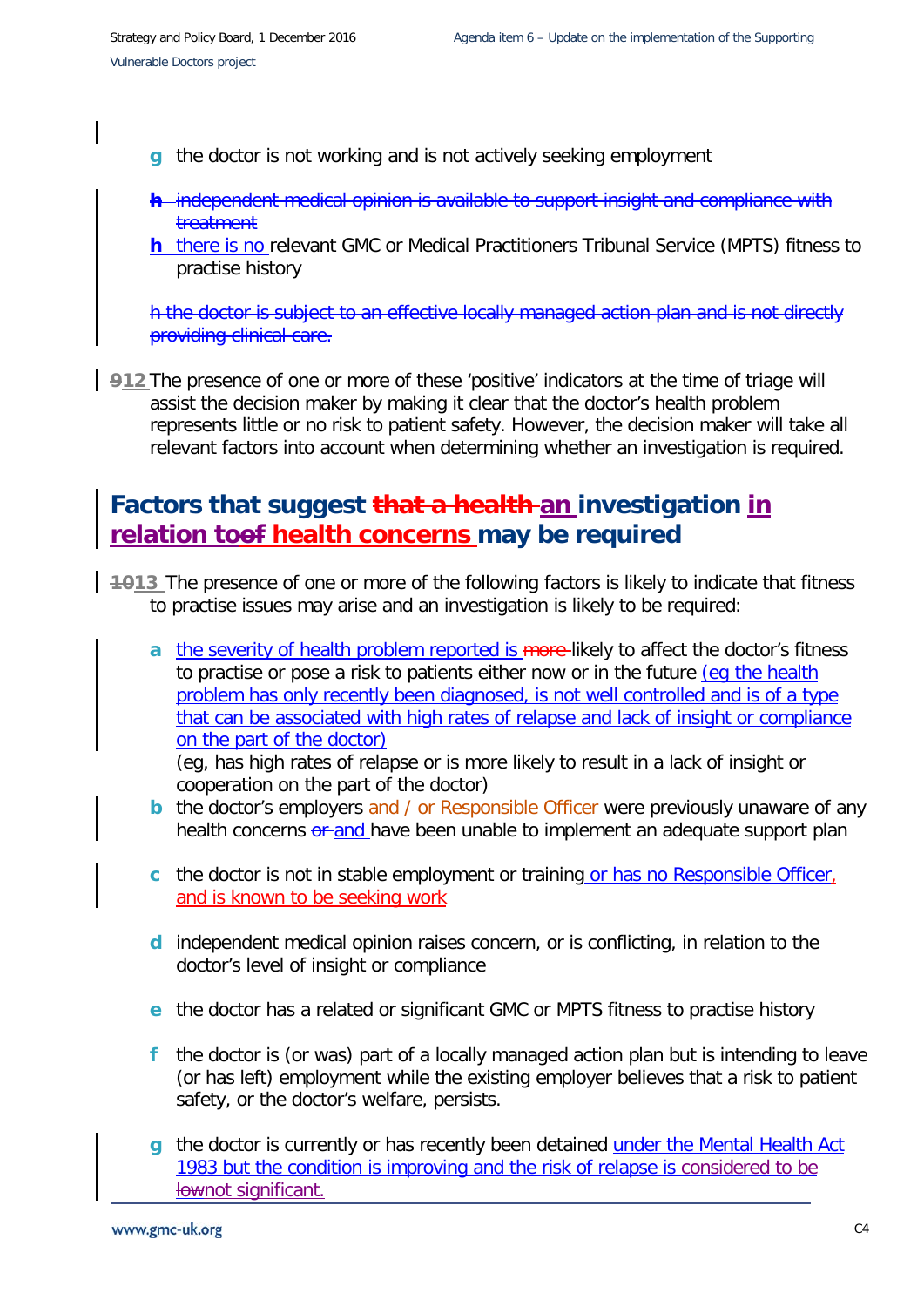g  the doctor is not working and is not actively seeking employment

~~h independent medical opinion is available to support insight and compliance with treatment~~

h  there is no relevant GMC or Medical Practitioners Tribunal Service (MPTS) fitness to practise history

~~h the doctor is subject to an effective locally managed action plan and is not directly providing clinical care.~~

~~9~~12 The presence of one or more of these 'positive' indicators at the time of triage will assist the decision maker by making it clear that the doctor's health problem represents little or no risk to patient safety. However, the decision maker will take all relevant factors into account when determining whether an investigation is required.

## Factors that suggest ~~that a health~~ an investigation in relation to~~of~~ health concerns may be required

~~10~~13 The presence of one or more of the following factors is likely to indicate that fitness to practise issues may arise and an investigation is likely to be required:

a  the severity of health problem reported is ~~more~~ likely to affect the doctor's fitness to practise or pose a risk to patients either now or in the future (eg the health problem has only recently been diagnosed, is not well controlled and is of a type that can be associated with high rates of relapse and lack of insight or compliance on the part of the doctor)
(eg, has high rates of relapse or is more likely to result in a lack of insight or cooperation on the part of the doctor)

b  the doctor's employers and / or Responsible Officer were previously unaware of any health concerns ~~or~~ and have been unable to implement an adequate support plan

c  the doctor is not in stable employment or training or has no Responsible Officer, and is known to be seeking work

d  independent medical opinion raises concern, or is conflicting, in relation to the doctor's level of insight or compliance

e  the doctor has a related or significant GMC or MPTS fitness to practise history

f  the doctor is (or was) part of a locally managed action plan but is intending to leave (or has left) employment while the existing employer believes that a risk to patient safety, or the doctor's welfare, persists.

g  the doctor is currently or has recently been detained under the Mental Health Act 1983 but the condition is improving and the risk of relapse is ~~considered to be low~~not significant.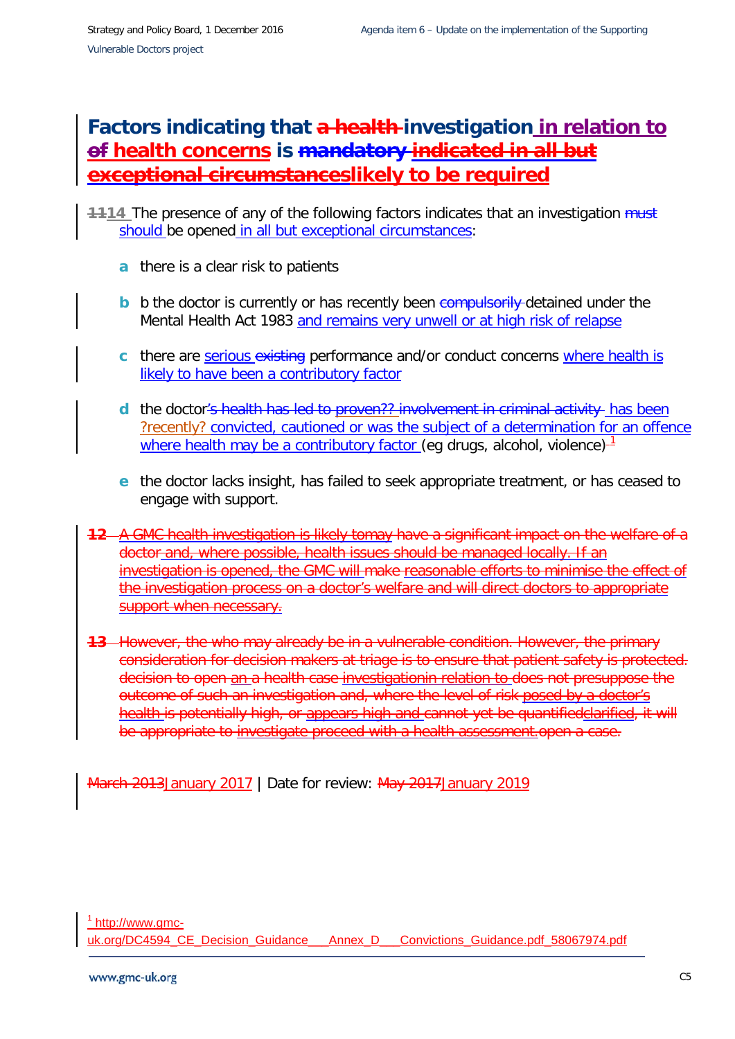# Factors indicating that ~~a health~~ investigation in relation to ~~of~~ health concerns is ~~mandatory~~ ~~indicated in all but exceptional circumstances~~likely to be required

~~11~~14 The presence of any of the following factors indicates that an investigation ~~must~~ should be opened in all but exceptional circumstances:

- **a** there is a clear risk to patients
- **b** b the doctor is currently or has recently been ~~compulsorily~~ detained under the Mental Health Act 1983 and remains very unwell or at high risk of relapse
- **c** there are serious ~~existing~~ performance and/or conduct concerns where health is likely to have been a contributory factor
- **d** the doctor~~'s health has led to proven?? involvement in criminal activity~~ has been ?recently? convicted, cautioned or was the subject of a determination for an offence where health may be a contributory factor (eg drugs, alcohol, violence)[1]
- **e** the doctor lacks insight, has failed to seek appropriate treatment, or has ceased to engage with support.

~~**12** A GMC health investigation is likely tomay have a significant impact on the welfare of a doctor and, where possible, health issues should be managed locally. If an investigation is opened, the GMC will make reasonable efforts to minimise the effect of the investigation process on a doctor's welfare and will direct doctors to appropriate support when necessary.~~

~~**13** However, the who may already be in a vulnerable condition. However, the primary consideration for decision makers at triage is to ensure that patient safety is protected. decision to open an a health case investigationin relation to does not presuppose the outcome of such an investigation and, where the level of risk posed by a doctor's health is potentially high, or appears high and cannot yet be quantifiedclarified, it will be appropriate to investigate proceed with a health assessment.open a case.~~

~~March 2013~~January 2017 | Date for review: ~~May 2017~~January 2019

[1] http://www.gmc-uk.org/DC4594_CE_Decision_Guidance___Annex_D___Convictions_Guidance.pdf_58067974.pdf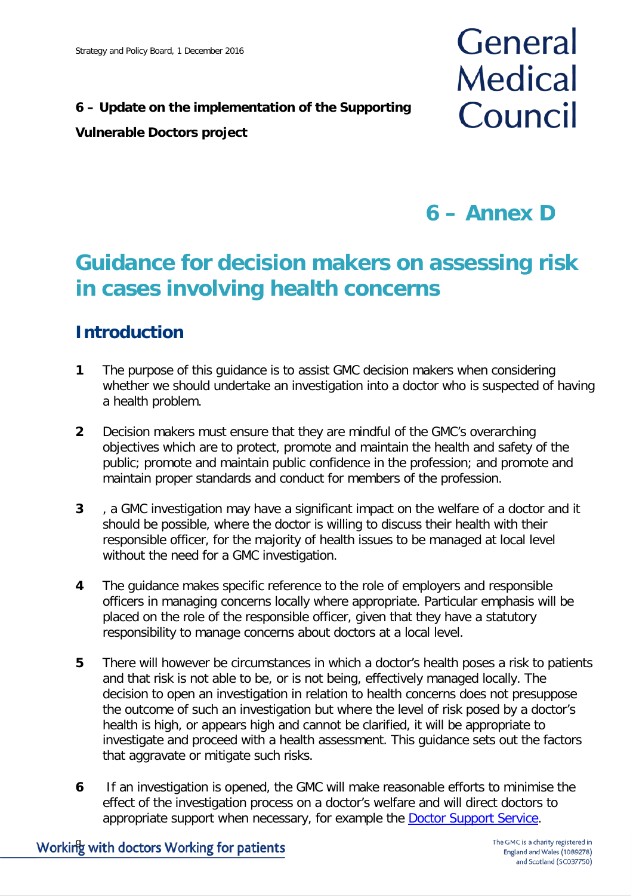Strategy and Policy Board, 1 December 2016

**6 – Update on the implementation of the Supporting Vulnerable Doctors project**

# 6 – Annex D

# Guidance for decision makers on assessing risk in cases involving health concerns

## Introduction

**1** The purpose of this guidance is to assist GMC decision makers when considering whether we should undertake an investigation into a doctor who is suspected of having a health problem.

**2** Decision makers must ensure that they are mindful of the GMC's overarching objectives which are to protect, promote and maintain the health and safety of the public; promote and maintain public confidence in the profession; and promote and maintain proper standards and conduct for members of the profession.

**3** , a GMC investigation may have a significant impact on the welfare of a doctor and it should be possible, where the doctor is willing to discuss their health with their responsible officer, for the majority of health issues to be managed at local level without the need for a GMC investigation.

**4** The guidance makes specific reference to the role of employers and responsible officers in managing concerns locally where appropriate. Particular emphasis will be placed on the role of the responsible officer, given that they have a statutory responsibility to manage concerns about doctors at a local level.

**5** There will however be circumstances in which a doctor's health poses a risk to patients and that risk is not able to be, or is not being, effectively managed locally. The decision to open an investigation in relation to health concerns does not presuppose the outcome of such an investigation but where the level of risk posed by a doctor's health is high, or appears high and cannot be clarified, it will be appropriate to investigate and proceed with a health assessment. This guidance sets out the factors that aggravate or mitigate such risks.

**6** If an investigation is opened, the GMC will make reasonable efforts to minimise the effect of the investigation process on a doctor's welfare and will direct doctors to appropriate support when necessary, for example the [Doctor Support Service](https://www.gmc-uk.org/).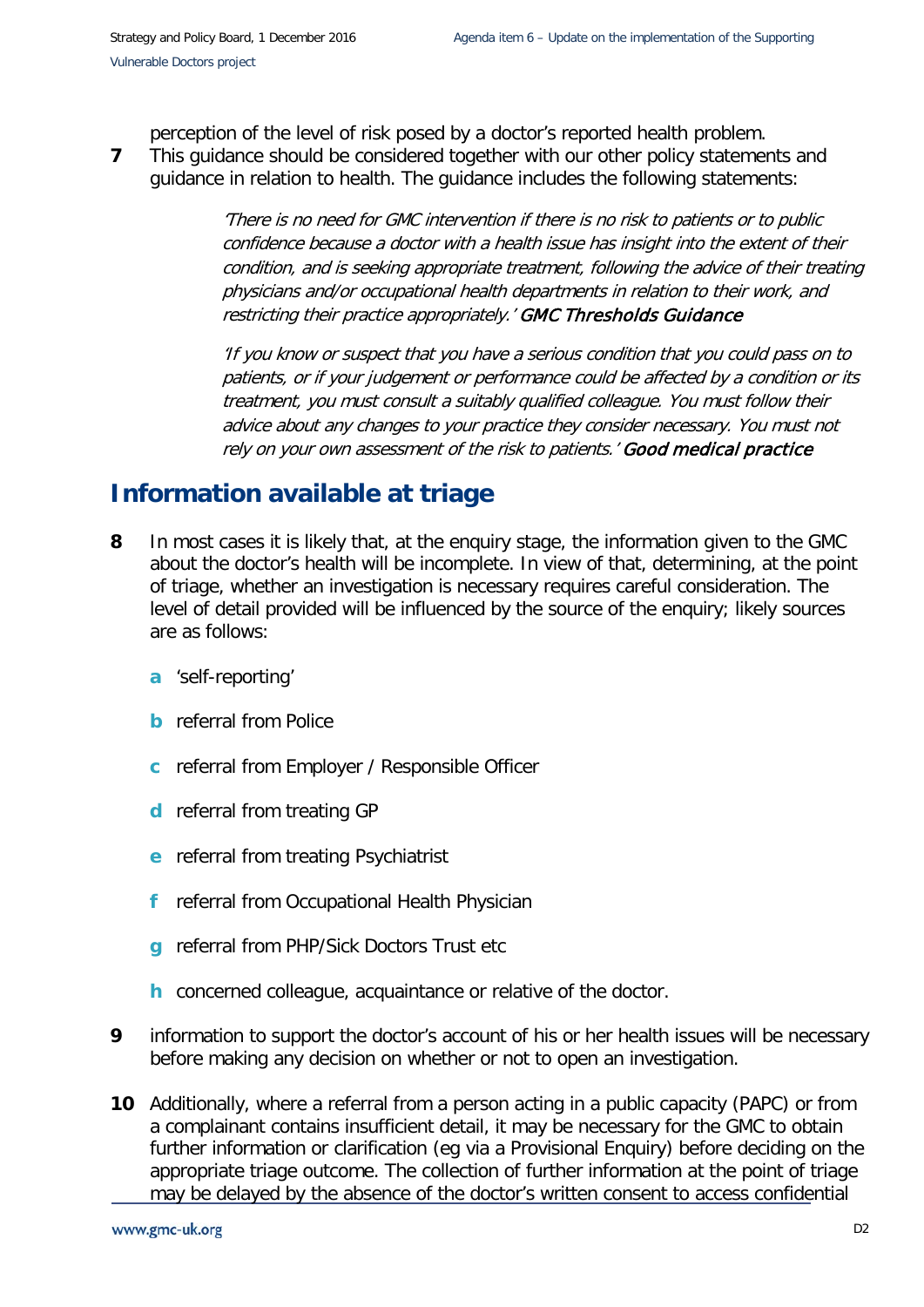perception of the level of risk posed by a doctor's reported health problem.

**7** This guidance should be considered together with our other policy statements and guidance in relation to health. The guidance includes the following statements:

> *'There is no need for GMC intervention if there is no risk to patients or to public confidence because a doctor with a health issue has insight into the extent of their condition, and is seeking appropriate treatment, following the advice of their treating physicians and/or occupational health departments in relation to their work, and restricting their practice appropriately.'* ***GMC Thresholds Guidance***

> *'If you know or suspect that you have a serious condition that you could pass on to patients, or if your judgement or performance could be affected by a condition or its treatment, you must consult a suitably qualified colleague. You must follow their advice about any changes to your practice they consider necessary. You must not rely on your own assessment of the risk to patients.'* ***Good medical practice***

## Information available at triage

**8** In most cases it is likely that, at the enquiry stage, the information given to the GMC about the doctor's health will be incomplete. In view of that, determining, at the point of triage, whether an investigation is necessary requires careful consideration. The level of detail provided will be influenced by the source of the enquiry; likely sources are as follows:

- **a** 'self-reporting'
- **b** referral from Police
- **c** referral from Employer / Responsible Officer
- **d** referral from treating GP
- **e** referral from treating Psychiatrist
- **f** referral from Occupational Health Physician
- **g** referral from PHP/Sick Doctors Trust etc
- **h** concerned colleague, acquaintance or relative of the doctor.

**9** information to support the doctor's account of his or her health issues will be necessary before making any decision on whether or not to open an investigation.

**10** Additionally, where a referral from a person acting in a public capacity (PAPC) or from a complainant contains insufficient detail, it may be necessary for the GMC to obtain further information or clarification (eg via a Provisional Enquiry) before deciding on the appropriate triage outcome. The collection of further information at the point of triage may be delayed by the absence of the doctor's written consent to access confidential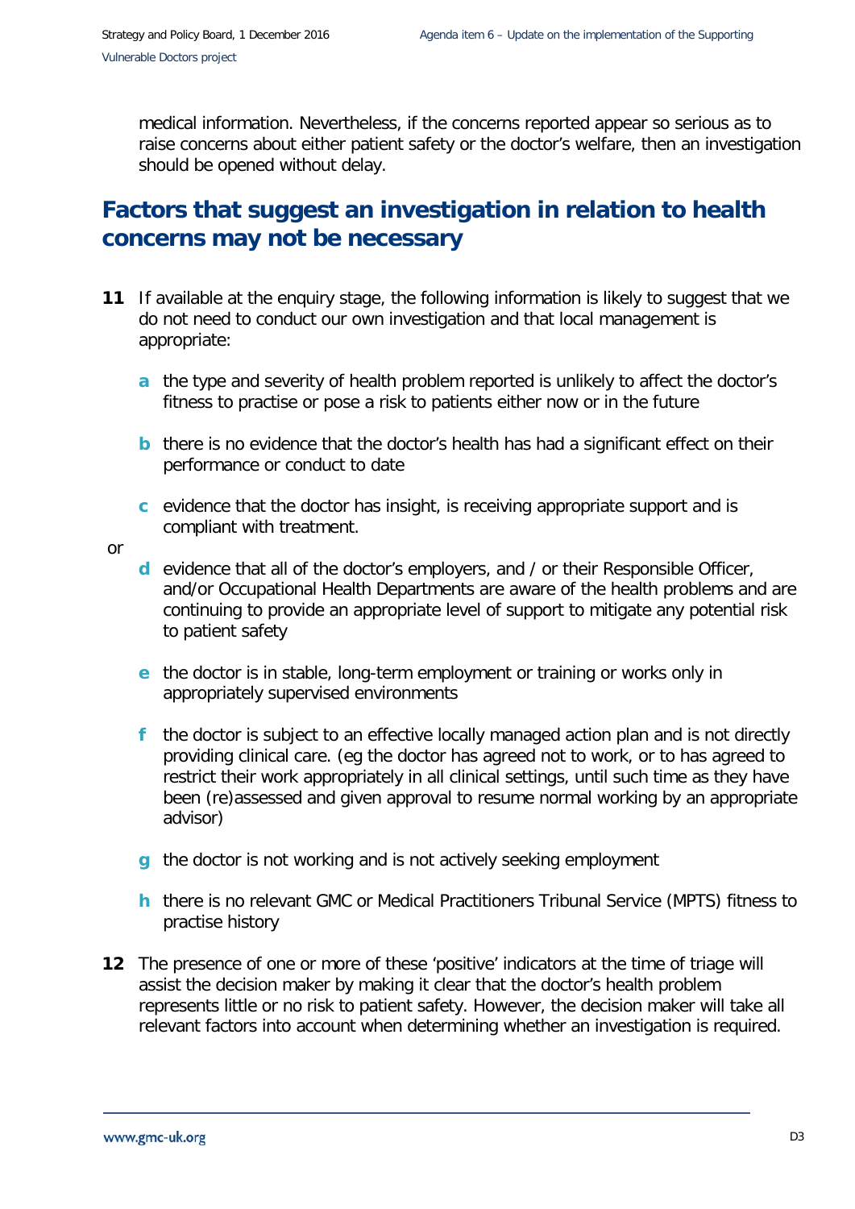medical information. Nevertheless, if the concerns reported appear so serious as to raise concerns about either patient safety or the doctor's welfare, then an investigation should be opened without delay.

## Factors that suggest an investigation in relation to health concerns may not be necessary

**11** If available at the enquiry stage, the following information is likely to suggest that we do not need to conduct our own investigation and that local management is appropriate:

- **a** the type and severity of health problem reported is unlikely to affect the doctor's fitness to practise or pose a risk to patients either now or in the future
- **b** there is no evidence that the doctor's health has had a significant effect on their performance or conduct to date
- **c** evidence that the doctor has insight, is receiving appropriate support and is compliant with treatment.

or

- **d** evidence that all of the doctor's employers, and / or their Responsible Officer, and/or Occupational Health Departments are aware of the health problems and are continuing to provide an appropriate level of support to mitigate any potential risk to patient safety
- **e** the doctor is in stable, long-term employment or training or works only in appropriately supervised environments
- **f** the doctor is subject to an effective locally managed action plan and is not directly providing clinical care. (eg the doctor has agreed not to work, or to has agreed to restrict their work appropriately in all clinical settings, until such time as they have been (re)assessed and given approval to resume normal working by an appropriate advisor)
- **g** the doctor is not working and is not actively seeking employment
- **h** there is no relevant GMC or Medical Practitioners Tribunal Service (MPTS) fitness to practise history

**12** The presence of one or more of these 'positive' indicators at the time of triage will assist the decision maker by making it clear that the doctor's health problem represents little or no risk to patient safety. However, the decision maker will take all relevant factors into account when determining whether an investigation is required.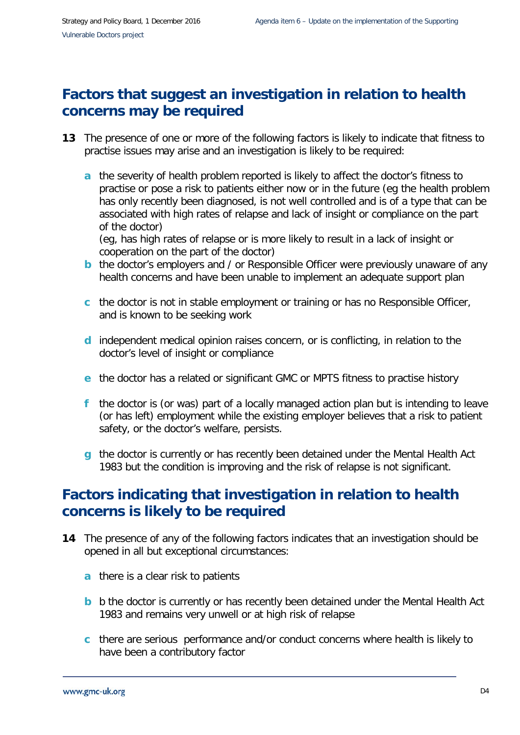## Factors that suggest an investigation in relation to health concerns may be required

**13** The presence of one or more of the following factors is likely to indicate that fitness to practise issues may arise and an investigation is likely to be required:

- **a** the severity of health problem reported is likely to affect the doctor's fitness to practise or pose a risk to patients either now or in the future (eg the health problem has only recently been diagnosed, is not well controlled and is of a type that can be associated with high rates of relapse and lack of insight or compliance on the part of the doctor)
  (eg, has high rates of relapse or is more likely to result in a lack of insight or cooperation on the part of the doctor)
- **b** the doctor's employers and / or Responsible Officer were previously unaware of any health concerns and have been unable to implement an adequate support plan
- **c** the doctor is not in stable employment or training or has no Responsible Officer, and is known to be seeking work
- **d** independent medical opinion raises concern, or is conflicting, in relation to the doctor's level of insight or compliance
- **e** the doctor has a related or significant GMC or MPTS fitness to practise history
- **f** the doctor is (or was) part of a locally managed action plan but is intending to leave (or has left) employment while the existing employer believes that a risk to patient safety, or the doctor's welfare, persists.
- **g** the doctor is currently or has recently been detained under the Mental Health Act 1983 but the condition is improving and the risk of relapse is not significant.

## Factors indicating that investigation in relation to health concerns is likely to be required

**14** The presence of any of the following factors indicates that an investigation should be opened in all but exceptional circumstances:

- **a** there is a clear risk to patients
- **b** b the doctor is currently or has recently been detained under the Mental Health Act 1983 and remains very unwell or at high risk of relapse
- **c** there are serious performance and/or conduct concerns where health is likely to have been a contributory factor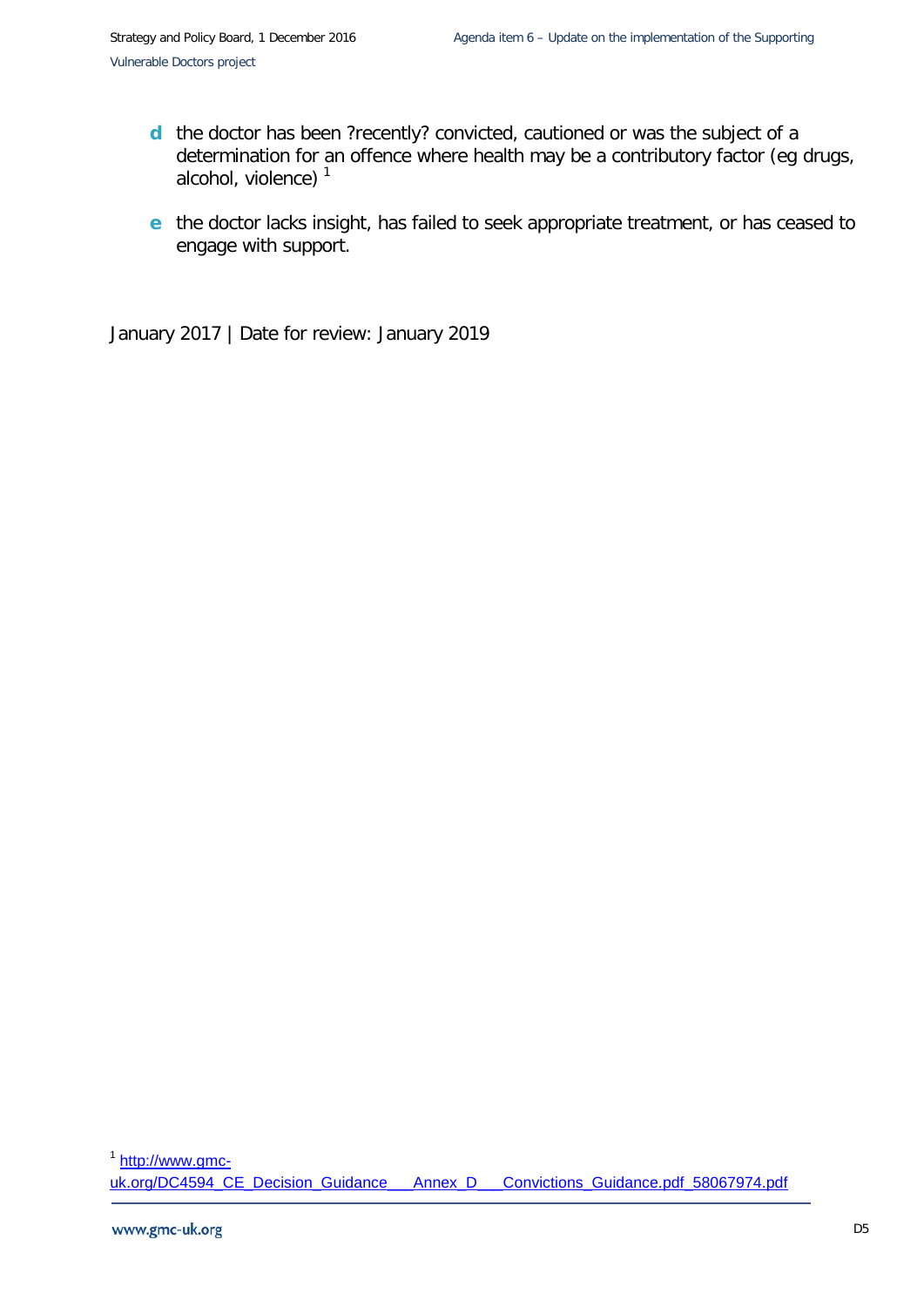- **d** the doctor has been ?recently? convicted, cautioned or was the subject of a determination for an offence where health may be a contributory factor (eg drugs, alcohol, violence) [1]

- **e** the doctor lacks insight, has failed to seek appropriate treatment, or has ceased to engage with support.

January 2017 | Date for review: January 2019

[1] http://www.gmc-uk.org/DC4594_CE_Decision_Guidance___Annex_D___Convictions_Guidance.pdf_58067974.pdf